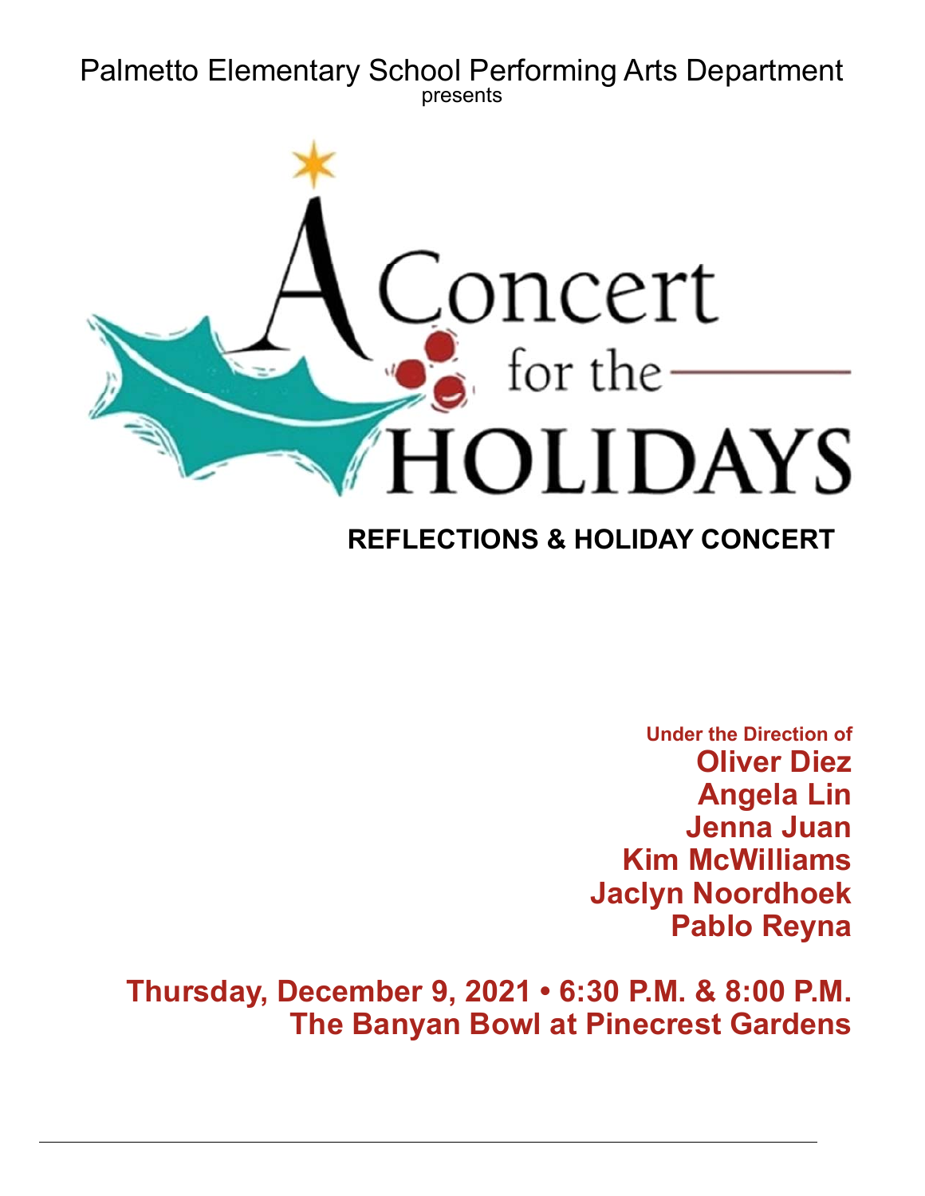Palmetto Elementary School Performing Arts Department

presents

# A Concert for the HOLIDAYS

## REFLECTIONS & HOLIDAY CONCERT

**Under the Direction of**
**Oliver Diez**
**Angela Lin**
**Jenna Juan**
**Kim McWilliams**
**Jaclyn Noordhoek**
**Pablo Reyna**

**Thursday, December 9, 2021 • 6:30 P.M. & 8:00 P.M.**
**The Banyan Bowl at Pinecrest Gardens**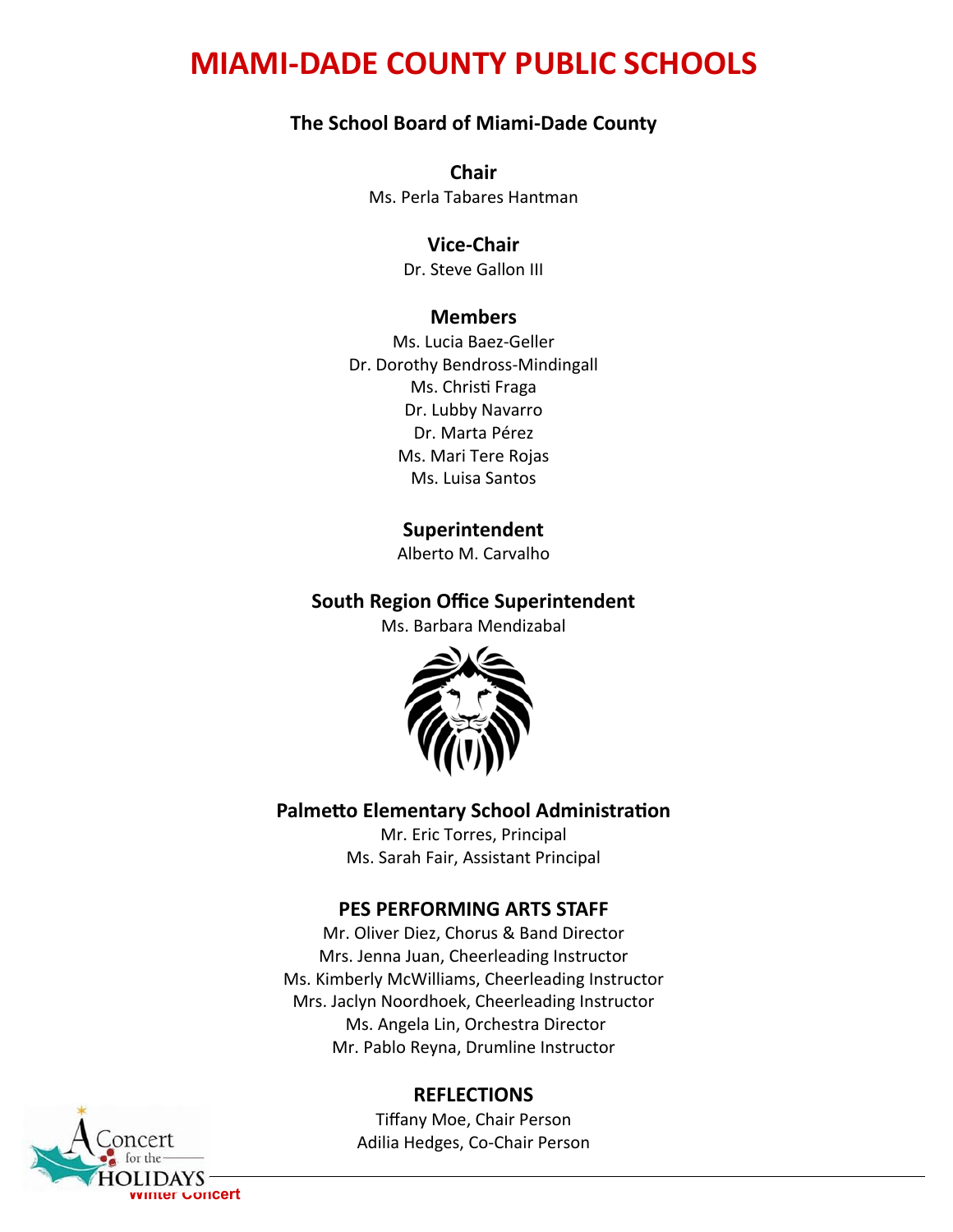# MIAMI-DADE COUNTY PUBLIC SCHOOLS

### The School Board of Miami-Dade County

**Chair**
Ms. Perla Tabares Hantman

**Vice-Chair**
Dr. Steve Gallon III

**Members**
Ms. Lucia Baez-Geller
Dr. Dorothy Bendross-Mindingall
Ms. Christi Fraga
Dr. Lubby Navarro
Dr. Marta Pérez
Ms. Mari Tere Rojas
Ms. Luisa Santos

**Superintendent**
Alberto M. Carvalho

**South Region Office Superintendent**
Ms. Barbara Mendizabal

**Palmetto Elementary School Administration**
Mr. Eric Torres, Principal
Ms. Sarah Fair, Assistant Principal

**PES PERFORMING ARTS STAFF**
Mr. Oliver Diez, Chorus & Band Director
Mrs. Jenna Juan, Cheerleading Instructor
Ms. Kimberly McWilliams, Cheerleading Instructor
Mrs. Jaclyn Noordhoek, Cheerleading Instructor
Ms. Angela Lin, Orchestra Director
Mr. Pablo Reyna, Drumline Instructor

**REFLECTIONS**
Tiffany Moe, Chair Person
Adilia Hedges, Co-Chair Person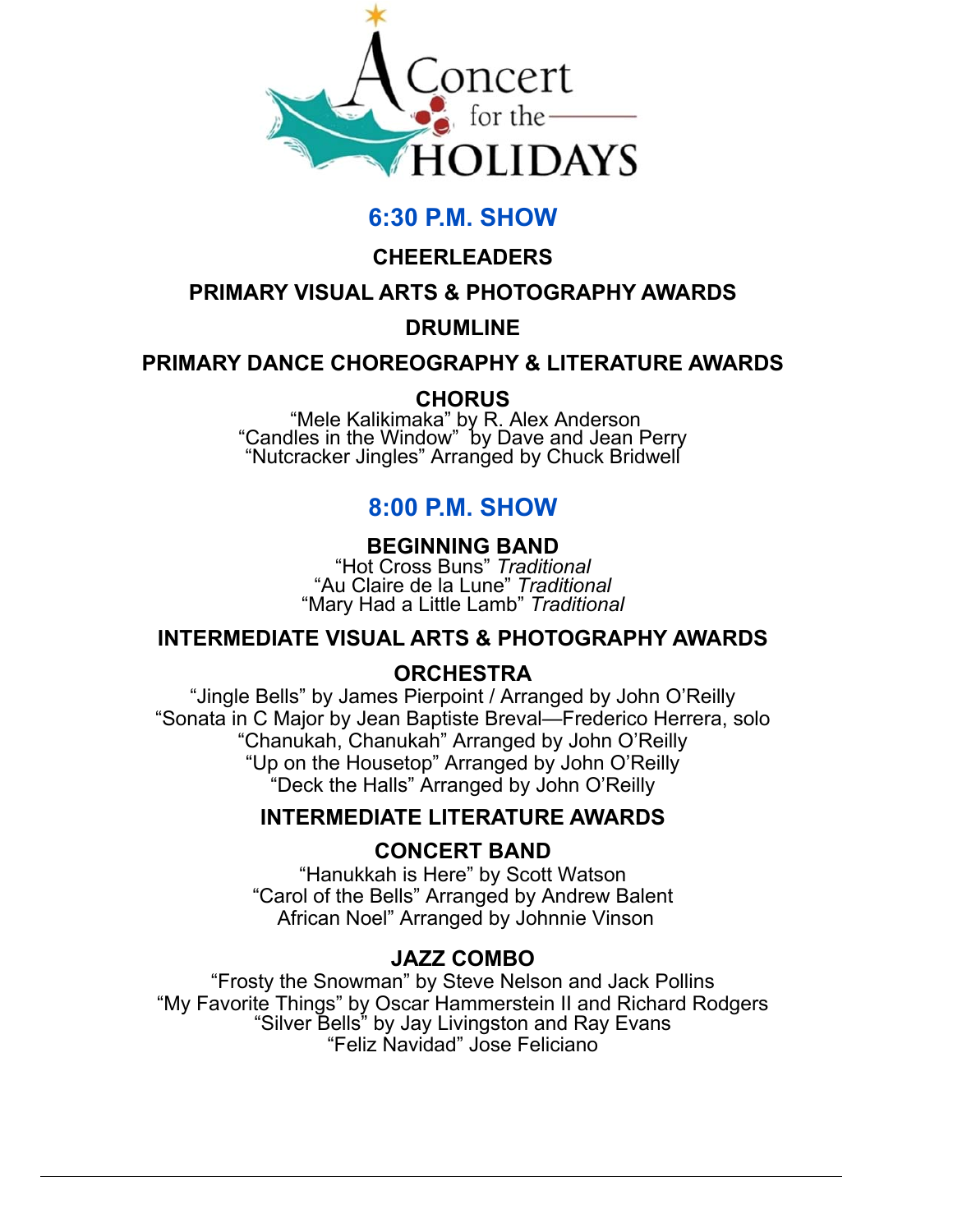# A Concert for the HOLIDAYS

## 6:30 P.M. SHOW

### CHEERLEADERS

### PRIMARY VISUAL ARTS & PHOTOGRAPHY AWARDS

### DRUMLINE

### PRIMARY DANCE CHOREOGRAPHY & LITERATURE AWARDS

### CHORUS

"Mele Kalikimaka" by R. Alex Anderson
"Candles in the Window" by Dave and Jean Perry
"Nutcracker Jingles" Arranged by Chuck Bridwell

## 8:00 P.M. SHOW

### BEGINNING BAND

"Hot Cross Buns" *Traditional*
"Au Claire de la Lune" *Traditional*
"Mary Had a Little Lamb" *Traditional*

### INTERMEDIATE VISUAL ARTS & PHOTOGRAPHY AWARDS

### ORCHESTRA

"Jingle Bells" by James Pierpoint / Arranged by John O'Reilly
"Sonata in C Major by Jean Baptiste Breval—Frederico Herrera, solo
"Chanukah, Chanukah" Arranged by John O'Reilly
"Up on the Housetop" Arranged by John O'Reilly
"Deck the Halls" Arranged by John O'Reilly

### INTERMEDIATE LITERATURE AWARDS

### CONCERT BAND

"Hanukkah is Here" by Scott Watson
"Carol of the Bells" Arranged by Andrew Balent
African Noel" Arranged by Johnnie Vinson

### JAZZ COMBO

"Frosty the Snowman" by Steve Nelson and Jack Pollins
"My Favorite Things" by Oscar Hammerstein II and Richard Rodgers
"Silver Bells" by Jay Livingston and Ray Evans
"Feliz Navidad" Jose Feliciano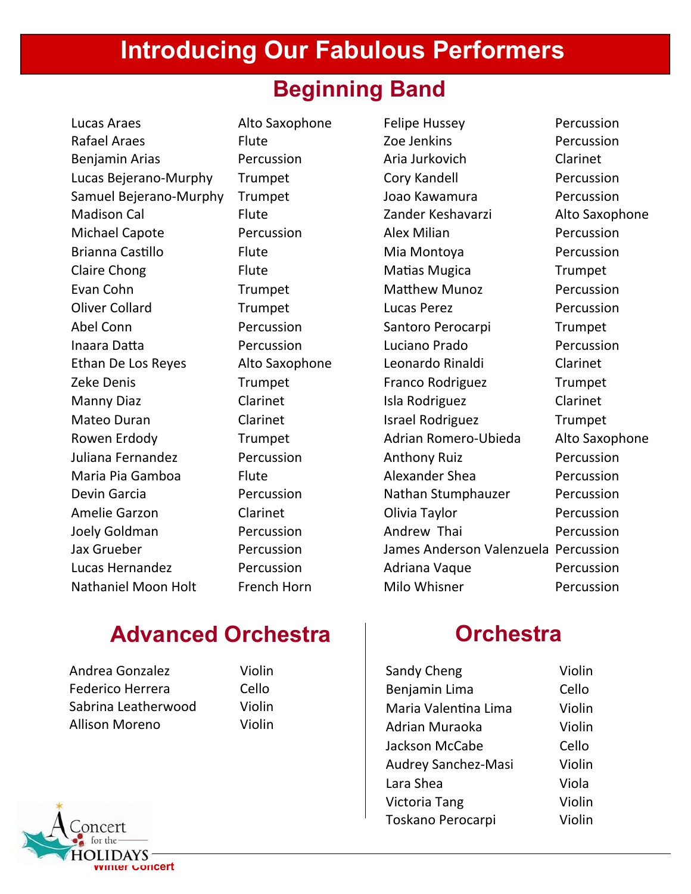# Introducing Our Fabulous Performers

## Beginning Band

| Name | Instrument |
|---|---|
| Lucas Araes | Alto Saxophone |
| Rafael Araes | Flute |
| Benjamin Arias | Percussion |
| Lucas Bejerano-Murphy | Trumpet |
| Samuel Bejerano-Murphy | Trumpet |
| Madison Cal | Flute |
| Michael Capote | Percussion |
| Brianna Castillo | Flute |
| Claire Chong | Flute |
| Evan Cohn | Trumpet |
| Oliver Collard | Trumpet |
| Abel Conn | Percussion |
| Inaara Datta | Percussion |
| Ethan De Los Reyes | Alto Saxophone |
| Zeke Denis | Trumpet |
| Manny Diaz | Clarinet |
| Mateo Duran | Clarinet |
| Rowen Erdody | Trumpet |
| Juliana Fernandez | Percussion |
| Maria Pia Gamboa | Flute |
| Devin Garcia | Percussion |
| Amelie Garzon | Clarinet |
| Joely Goldman | Percussion |
| Jax Grueber | Percussion |
| Lucas Hernandez | Percussion |
| Nathaniel Moon Holt | French Horn |
| Felipe Hussey | Percussion |
| Zoe Jenkins | Percussion |
| Aria Jurkovich | Clarinet |
| Cory Kandell | Percussion |
| Joao Kawamura | Percussion |
| Zander Keshavarzi | Alto Saxophone |
| Alex Milian | Percussion |
| Mia Montoya | Percussion |
| Matias Mugica | Trumpet |
| Matthew Munoz | Percussion |
| Lucas Perez | Percussion |
| Santoro Perocarpi | Trumpet |
| Luciano Prado | Percussion |
| Leonardo Rinaldi | Clarinet |
| Franco Rodriguez | Trumpet |
| Isla Rodriguez | Clarinet |
| Israel Rodriguez | Trumpet |
| Adrian Romero-Ubieda | Alto Saxophone |
| Anthony Ruiz | Percussion |
| Alexander Shea | Percussion |
| Nathan Stumphauzer | Percussion |
| Olivia Taylor | Percussion |
| Andrew Thai | Percussion |
| James Anderson Valenzuela | Percussion |
| Adriana Vaque | Percussion |
| Milo Whisner | Percussion |

## Advanced Orchestra

| Name | Instrument |
|---|---|
| Andrea Gonzalez | Violin |
| Federico Herrera | Cello |
| Sabrina Leatherwood | Violin |
| Allison Moreno | Violin |

## Orchestra

| Name | Instrument |
|---|---|
| Sandy Cheng | Violin |
| Benjamin Lima | Cello |
| Maria Valentina Lima | Violin |
| Adrian Muraoka | Violin |
| Jackson McCabe | Cello |
| Audrey Sanchez-Masi | Violin |
| Lara Shea | Viola |
| Victoria Tang | Violin |
| Toskano Perocarpi | Violin |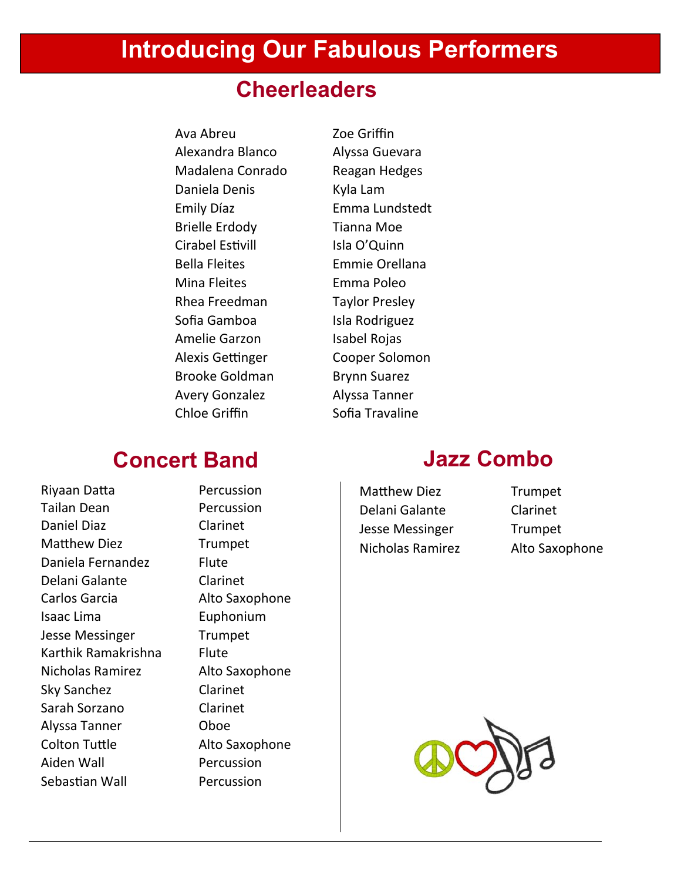# Introducing Our Fabulous Performers

## Cheerleaders

Ava Abreu
Alexandra Blanco
Madalena Conrado
Daniela Denis
Emily Díaz
Brielle Erdody
Cirabel Estivill
Bella Fleites
Mina Fleites
Rhea Freedman
Sofia Gamboa
Amelie Garzon
Alexis Gettinger
Brooke Goldman
Avery Gonzalez
Chloe Griffin
Zoe Griffin
Alyssa Guevara
Reagan Hedges
Kyla Lam
Emma Lundstedt
Tianna Moe
Isla O'Quinn
Emmie Orellana
Emma Poleo
Taylor Presley
Isla Rodriguez
Isabel Rojas
Cooper Solomon
Brynn Suarez
Alyssa Tanner
Sofia Travaline

## Concert Band

| Name | Instrument |
|---|---|
| Riyaan Datta | Percussion |
| Tailan Dean | Percussion |
| Daniel Diaz | Clarinet |
| Matthew Diez | Trumpet |
| Daniela Fernandez | Flute |
| Delani Galante | Clarinet |
| Carlos Garcia | Alto Saxophone |
| Isaac Lima | Euphonium |
| Jesse Messinger | Trumpet |
| Karthik Ramakrishna | Flute |
| Nicholas Ramirez | Alto Saxophone |
| Sky Sanchez | Clarinet |
| Sarah Sorzano | Clarinet |
| Alyssa Tanner | Oboe |
| Colton Tuttle | Alto Saxophone |
| Aiden Wall | Percussion |
| Sebastian Wall | Percussion |

## Jazz Combo

| Name | Instrument |
|---|---|
| Matthew Diez | Trumpet |
| Delani Galante | Clarinet |
| Jesse Messinger | Trumpet |
| Nicholas Ramirez | Alto Saxophone |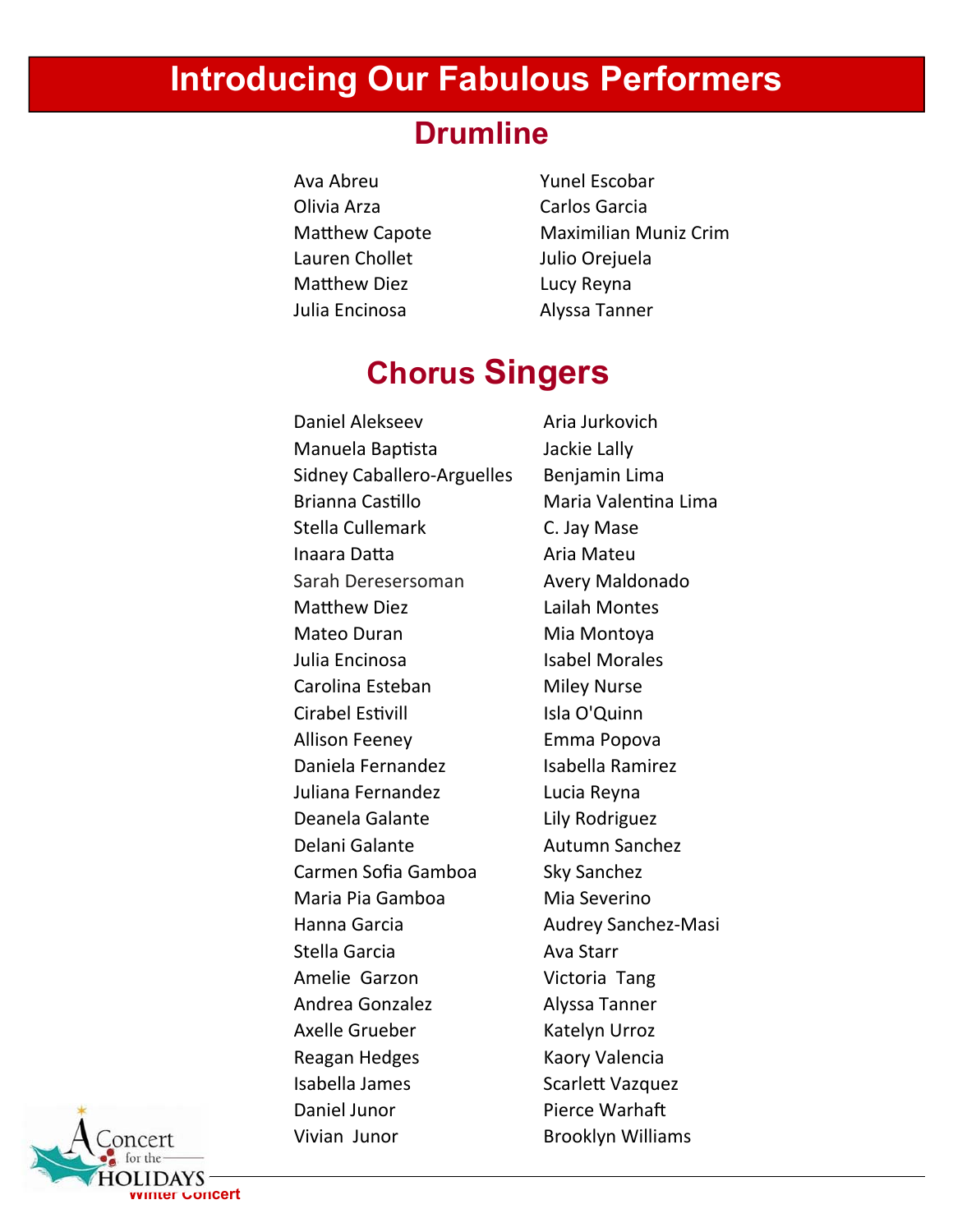# Introducing Our Fabulous Performers

## Drumline

Ava Abreu
Olivia Arza
Matthew Capote
Lauren Chollet
Matthew Diez
Julia Encinosa
Yunel Escobar
Carlos Garcia
Maximilian Muniz Crim
Julio Orejuela
Lucy Reyna
Alyssa Tanner

## Chorus Singers

Daniel Alekseev
Manuela Baptista
Sidney Caballero-Arguelles
Brianna Castillo
Stella Cullemark
Inaara Datta
Sarah Deresersoman
Matthew Diez
Mateo Duran
Julia Encinosa
Carolina Esteban
Cirabel Estivill
Allison Feeney
Daniela Fernandez
Juliana Fernandez
Deanela Galante
Delani Galante
Carmen Sofia Gamboa
Maria Pia Gamboa
Hanna Garcia
Stella Garcia
Amelie Garzon
Andrea Gonzalez
Axelle Grueber
Reagan Hedges
Isabella James
Daniel Junor
Vivian Junor
Aria Jurkovich
Jackie Lally
Benjamin Lima
Maria Valentina Lima
C. Jay Mase
Aria Mateu
Avery Maldonado
Lailah Montes
Mia Montoya
Isabel Morales
Miley Nurse
Isla O'Quinn
Emma Popova
Isabella Ramirez
Lucia Reyna
Lily Rodriguez
Autumn Sanchez
Sky Sanchez
Mia Severino
Audrey Sanchez-Masi
Ava Starr
Victoria Tang
Alyssa Tanner
Katelyn Urroz
Kaory Valencia
Scarlett Vazquez
Pierce Warhaft
Brooklyn Williams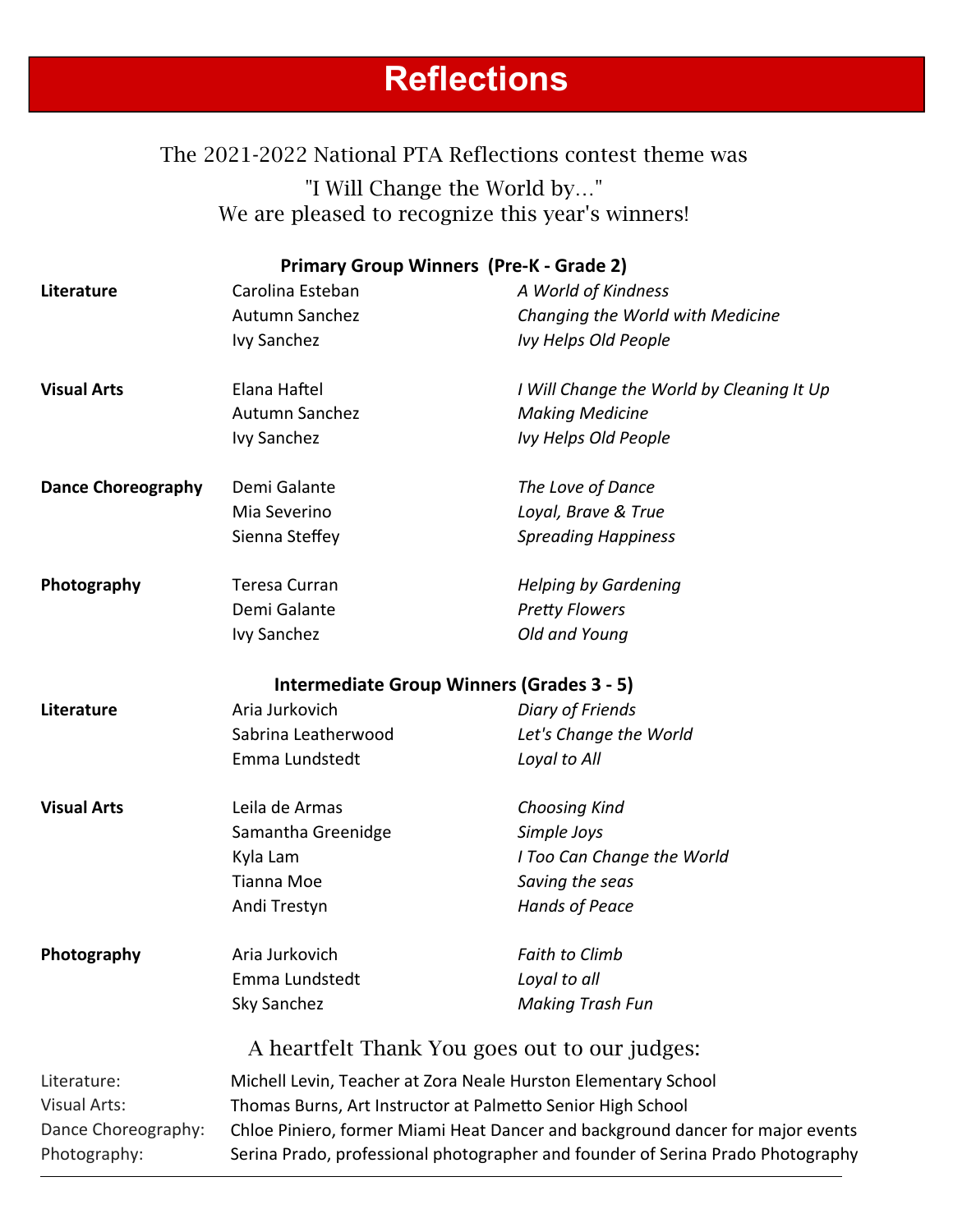# Reflections

The 2021-2022 National PTA Reflections contest theme was

"I Will Change the World by..."

We are pleased to recognize this year's winners!

### Primary Group Winners (Pre-K - Grade 2)

| | | |
|---|---|---|
| **Literature** | Carolina Esteban | *A World of Kindness* |
| | Autumn Sanchez | *Changing the World with Medicine* |
| | Ivy Sanchez | *Ivy Helps Old People* |
| **Visual Arts** | Elana Haftel | *I Will Change the World by Cleaning It Up* |
| | Autumn Sanchez | *Making Medicine* |
| | Ivy Sanchez | *Ivy Helps Old People* |
| **Dance Choreography** | Demi Galante | *The Love of Dance* |
| | Mia Severino | *Loyal, Brave & True* |
| | Sienna Steffey | *Spreading Happiness* |
| **Photography** | Teresa Curran | *Helping by Gardening* |
| | Demi Galante | *Pretty Flowers* |
| | Ivy Sanchez | *Old and Young* |

### Intermediate Group Winners (Grades 3 - 5)

| | | |
|---|---|---|
| **Literature** | Aria Jurkovich | *Diary of Friends* |
| | Sabrina Leatherwood | *Let's Change the World* |
| | Emma Lundstedt | *Loyal to All* |
| **Visual Arts** | Leila de Armas | *Choosing Kind* |
| | Samantha Greenidge | *Simple Joys* |
| | Kyla Lam | *I Too Can Change the World* |
| | Tianna Moe | *Saving the seas* |
| | Andi Trestyn | *Hands of Peace* |
| **Photography** | Aria Jurkovich | *Faith to Climb* |
| | Emma Lundstedt | *Loyal to all* |
| | Sky Sanchez | *Making Trash Fun* |

A heartfelt Thank You goes out to our judges:

| | |
|---|---|
| Literature: | Michell Levin, Teacher at Zora Neale Hurston Elementary School |
| Visual Arts: | Thomas Burns, Art Instructor at Palmetto Senior High School |
| Dance Choreography: | Chloe Piniero, former Miami Heat Dancer and background dancer for major events |
| Photography: | Serina Prado, professional photographer and founder of Serina Prado Photography |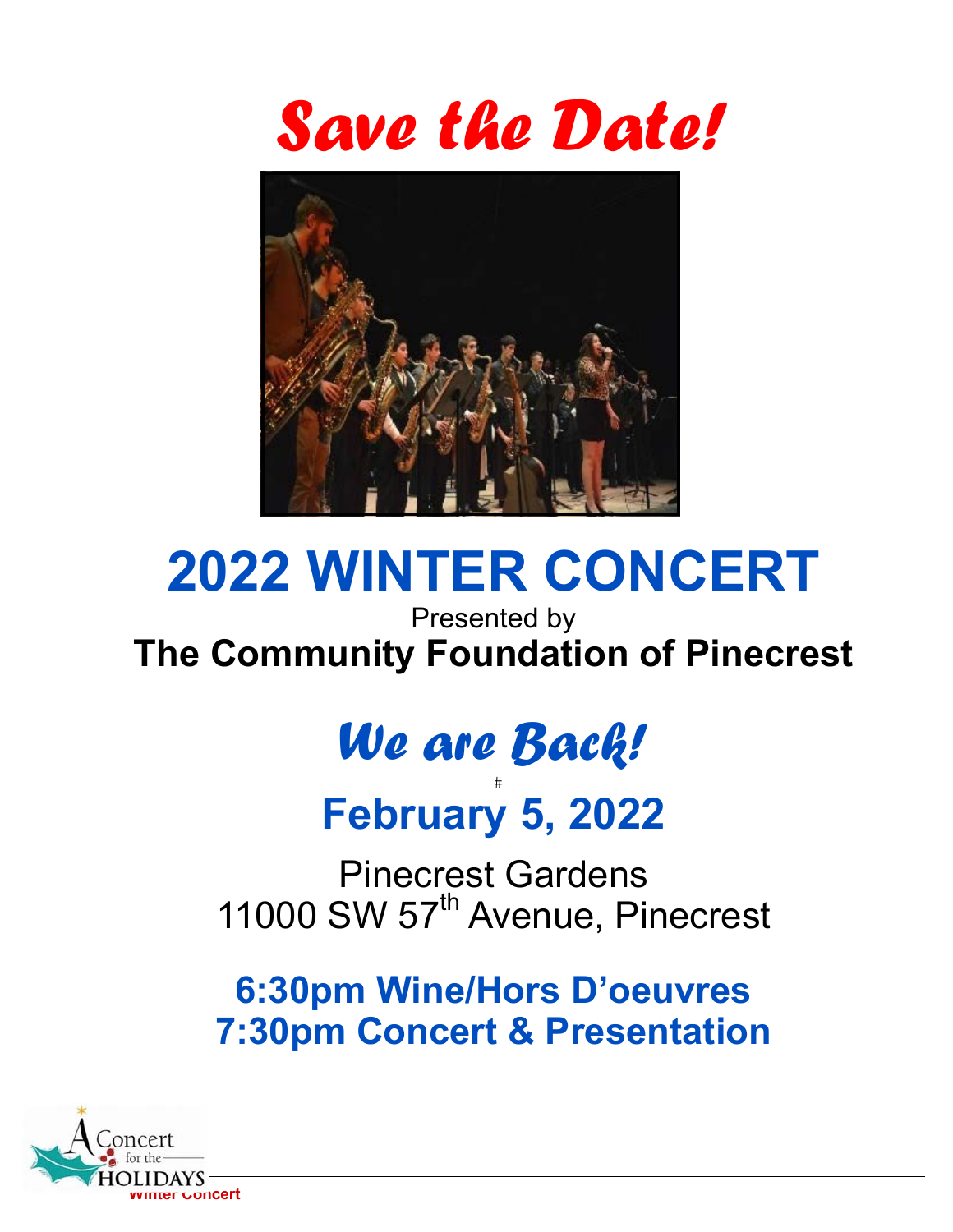# *Save the Date!*

# 2022 WINTER CONCERT

Presented by

**The Community Foundation of Pinecrest**

## *We are Back!*

## February 5, 2022

Pinecrest Gardens
11000 SW 57th Avenue, Pinecrest

**6:30pm Wine/Hors D'oeuvres**
**7:30pm Concert & Presentation**

A Concert for the HOLIDAYS
Winter Concert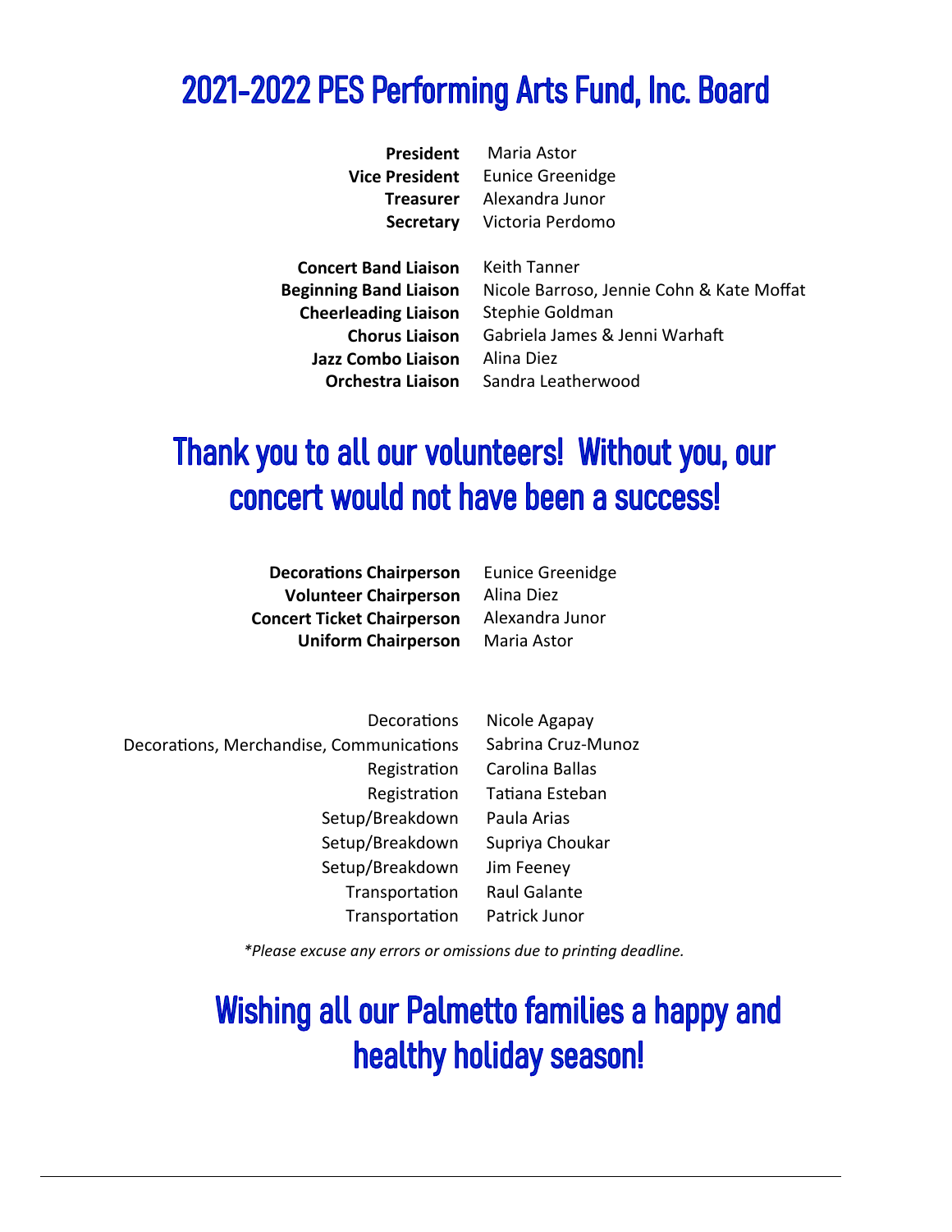# 2021-2022 PES Performing Arts Fund, Inc. Board

| | |
|---|---|
| **President** | Maria Astor |
| **Vice President** | Eunice Greenidge |
| **Treasurer** | Alexandra Junor |
| **Secretary** | Victoria Perdomo |

| | |
|---|---|
| **Concert Band Liaison** | Keith Tanner |
| **Beginning Band Liaison** | Nicole Barroso, Jennie Cohn & Kate Moffat |
| **Cheerleading Liaison** | Stephie Goldman |
| **Chorus Liaison** | Gabriela James & Jenni Warhaft |
| **Jazz Combo Liaison** | Alina Diez |
| **Orchestra Liaison** | Sandra Leatherwood |

# Thank you to all our volunteers! Without you, our concert would not have been a success!

| | |
|---|---|
| **Decorations Chairperson** | Eunice Greenidge |
| **Volunteer Chairperson** | Alina Diez |
| **Concert Ticket Chairperson** | Alexandra Junor |
| **Uniform Chairperson** | Maria Astor |

| | |
|---|---|
| Decorations | Nicole Agapay |
| Decorations, Merchandise, Communications | Sabrina Cruz-Munoz |
| Registration | Carolina Ballas |
| Registration | Tatiana Esteban |
| Setup/Breakdown | Paula Arias |
| Setup/Breakdown | Supriya Choukar |
| Setup/Breakdown | Jim Feeney |
| Transportation | Raul Galante |
| Transportation | Patrick Junor |

*\*Please excuse any errors or omissions due to printing deadline.*

# Wishing all our Palmetto families a happy and healthy holiday season!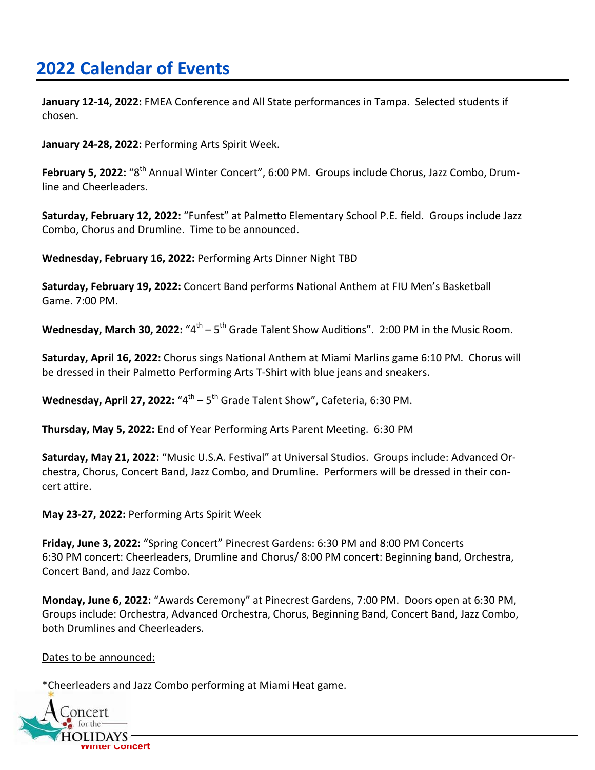# 2022 Calendar of Events

**January 12-14, 2022:** FMEA Conference and All State performances in Tampa. Selected students if chosen.

**January 24-28, 2022:** Performing Arts Spirit Week.

**February 5, 2022:** "8th Annual Winter Concert", 6:00 PM. Groups include Chorus, Jazz Combo, Drumline and Cheerleaders.

**Saturday, February 12, 2022:** "Funfest" at Palmetto Elementary School P.E. field. Groups include Jazz Combo, Chorus and Drumline. Time to be announced.

**Wednesday, February 16, 2022:** Performing Arts Dinner Night TBD

**Saturday, February 19, 2022:** Concert Band performs National Anthem at FIU Men's Basketball Game. 7:00 PM.

**Wednesday, March 30, 2022:** "4th – 5th Grade Talent Show Auditions". 2:00 PM in the Music Room.

**Saturday, April 16, 2022:** Chorus sings National Anthem at Miami Marlins game 6:10 PM. Chorus will be dressed in their Palmetto Performing Arts T-Shirt with blue jeans and sneakers.

**Wednesday, April 27, 2022:** "4th – 5th Grade Talent Show", Cafeteria, 6:30 PM.

**Thursday, May 5, 2022:** End of Year Performing Arts Parent Meeting. 6:30 PM

**Saturday, May 21, 2022:** "Music U.S.A. Festival" at Universal Studios. Groups include: Advanced Orchestra, Chorus, Concert Band, Jazz Combo, and Drumline. Performers will be dressed in their concert attire.

**May 23-27, 2022:** Performing Arts Spirit Week

**Friday, June 3, 2022:** "Spring Concert" Pinecrest Gardens: 6:30 PM and 8:00 PM Concerts
6:30 PM concert: Cheerleaders, Drumline and Chorus/ 8:00 PM concert: Beginning band, Orchestra, Concert Band, and Jazz Combo.

**Monday, June 6, 2022:** "Awards Ceremony" at Pinecrest Gardens, 7:00 PM. Doors open at 6:30 PM, Groups include: Orchestra, Advanced Orchestra, Chorus, Beginning Band, Concert Band, Jazz Combo, both Drumlines and Cheerleaders.

Dates to be announced:

*Cheerleaders and Jazz Combo performing at Miami Heat game.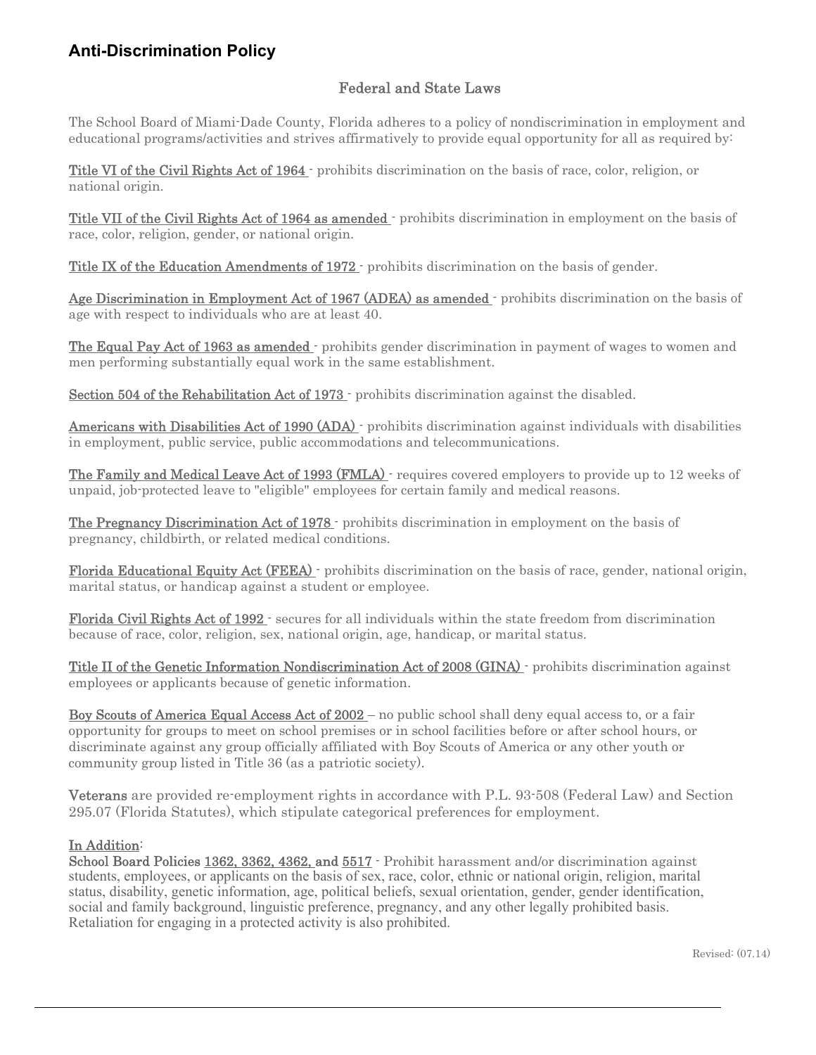## Anti-Discrimination Policy

### Federal and State Laws

The School Board of Miami-Dade County, Florida adheres to a policy of nondiscrimination in employment and educational programs/activities and strives affirmatively to provide equal opportunity for all as required by:

Title VI of the Civil Rights Act of 1964 - prohibits discrimination on the basis of race, color, religion, or national origin.

Title VII of the Civil Rights Act of 1964 as amended - prohibits discrimination in employment on the basis of race, color, religion, gender, or national origin.

Title IX of the Education Amendments of 1972 - prohibits discrimination on the basis of gender.

Age Discrimination in Employment Act of 1967 (ADEA) as amended - prohibits discrimination on the basis of age with respect to individuals who are at least 40.

The Equal Pay Act of 1963 as amended - prohibits gender discrimination in payment of wages to women and men performing substantially equal work in the same establishment.

Section 504 of the Rehabilitation Act of 1973 - prohibits discrimination against the disabled.

Americans with Disabilities Act of 1990 (ADA) - prohibits discrimination against individuals with disabilities in employment, public service, public accommodations and telecommunications.

The Family and Medical Leave Act of 1993 (FMLA) - requires covered employers to provide up to 12 weeks of unpaid, job-protected leave to "eligible" employees for certain family and medical reasons.

The Pregnancy Discrimination Act of 1978 - prohibits discrimination in employment on the basis of pregnancy, childbirth, or related medical conditions.

Florida Educational Equity Act (FEEA) - prohibits discrimination on the basis of race, gender, national origin, marital status, or handicap against a student or employee.

Florida Civil Rights Act of 1992 - secures for all individuals within the state freedom from discrimination because of race, color, religion, sex, national origin, age, handicap, or marital status.

Title II of the Genetic Information Nondiscrimination Act of 2008 (GINA) - prohibits discrimination against employees or applicants because of genetic information.

Boy Scouts of America Equal Access Act of 2002 – no public school shall deny equal access to, or a fair opportunity for groups to meet on school premises or in school facilities before or after school hours, or discriminate against any group officially affiliated with Boy Scouts of America or any other youth or community group listed in Title 36 (as a patriotic society).

**Veterans** are provided re-employment rights in accordance with P.L. 93-508 (Federal Law) and Section 295.07 (Florida Statutes), which stipulate categorical preferences for employment.

In Addition:

**School Board Policies** 1362, 3362, 4362, and 5517 - Prohibit harassment and/or discrimination against students, employees, or applicants on the basis of sex, race, color, ethnic or national origin, religion, marital status, disability, genetic information, age, political beliefs, sexual orientation, gender, gender identification, social and family background, linguistic preference, pregnancy, and any other legally prohibited basis. Retaliation for engaging in a protected activity is also prohibited.

Revised: (07.14)